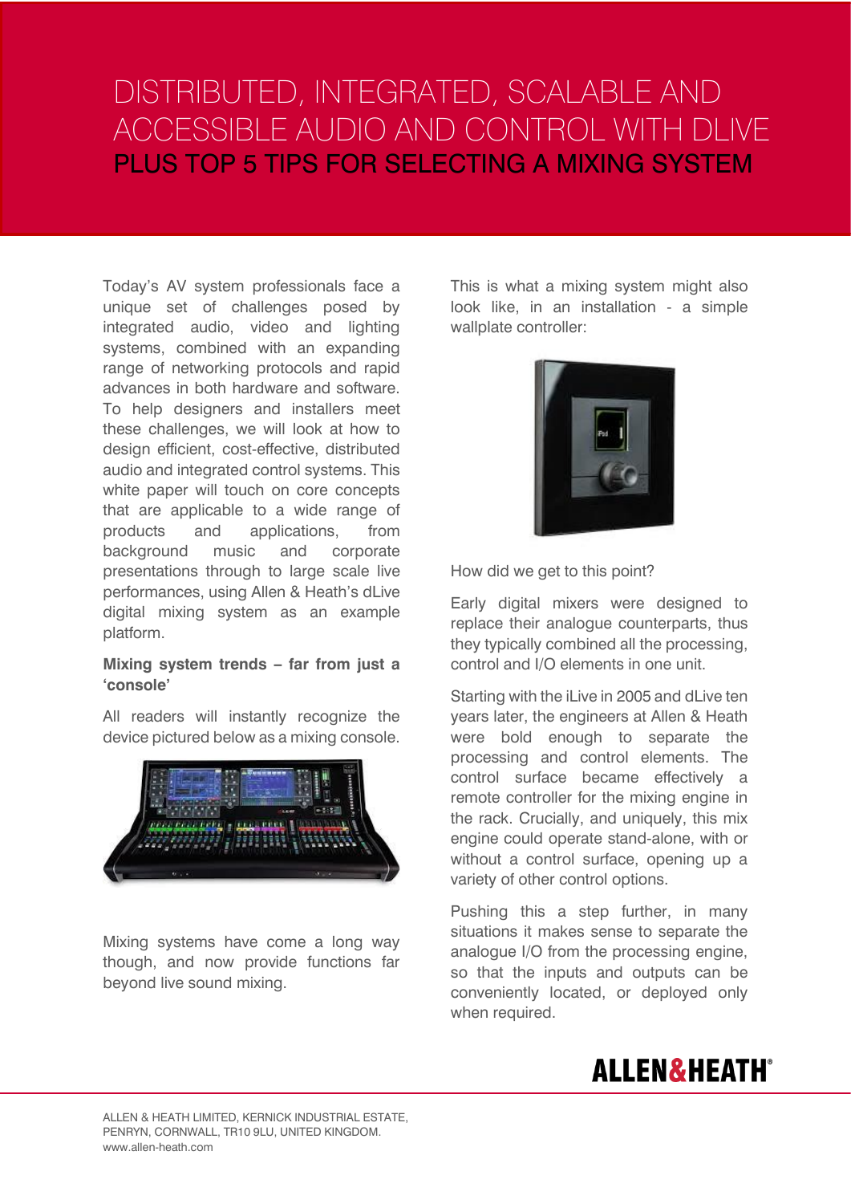# DISTRIBUTED, INTEGRATED, SCALABLE AND ACCESSIBLE AUDIO AND CONTROL WITH DLIVE

## PLUS TOP 5 TIPS FOR SELECTING A MIXING SYSTEM

Today's AV system professionals face a unique set of challenges posed by integrated audio, video and lighting systems, combined with an expanding range of networking protocols and rapid advances in both hardware and software. To help designers and installers meet these challenges, we will look at how to design efficient, cost-effective, distributed audio and integrated control systems. This white paper will touch on core concepts that are applicable to a wide range of products and applications, from background music and corporate presentations through to large scale live performances, using Allen & Heath's dLive digital mixing system as an example platform.

**Mixing system trends – far from just a 'console'**

All readers will instantly recognize the device pictured below as a mixing console.

Mixing systems have come a long way though, and now provide functions far beyond live sound mixing.

This is what a mixing system might also look like, in an installation - a simple wallplate controller:

How did we get to this point?

Early digital mixers were designed to replace their analogue counterparts, thus they typically combined all the processing, control and I/O elements in one unit.

Starting with the iLive in 2005 and dLive ten years later, the engineers at Allen & Heath were bold enough to separate the processing and control elements. The control surface became effectively a remote controller for the mixing engine in the rack. Crucially, and uniquely, this mix engine could operate stand-alone, with or without a control surface, opening up a variety of other control options.

Pushing this a step further, in many situations it makes sense to separate the analogue I/O from the processing engine, so that the inputs and outputs can be conveniently located, or deployed only when required.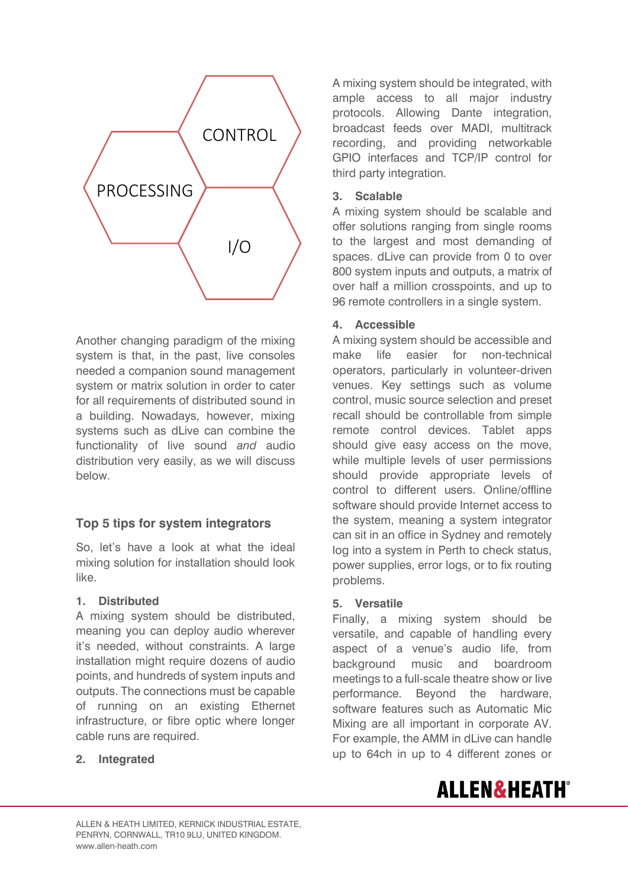CONTROL

PROCESSING

I/O

Another changing paradigm of the mixing system is that, in the past, live consoles needed a companion sound management system or matrix solution in order to cater for all requirements of distributed sound in a building. Nowadays, however, mixing systems such as dLive can combine the functionality of live sound *and* audio distribution very easily, as we will discuss below.

## Top 5 tips for system integrators

So, let's have a look at what the ideal mixing solution for installation should look like.

### 1. Distributed

A mixing system should be distributed, meaning you can deploy audio wherever it's needed, without constraints. A large installation might require dozens of audio points, and hundreds of system inputs and outputs. The connections must be capable of running on an existing Ethernet infrastructure, or fibre optic where longer cable runs are required.

### 2. Integrated

A mixing system should be integrated, with ample access to all major industry protocols. Allowing Dante integration, broadcast feeds over MADI, multitrack recording, and providing networkable GPIO interfaces and TCP/IP control for third party integration.

### 3. Scalable

A mixing system should be scalable and offer solutions ranging from single rooms to the largest and most demanding of spaces. dLive can provide from 0 to over 800 system inputs and outputs, a matrix of over half a million crosspoints, and up to 96 remote controllers in a single system.

### 4. Accessible

A mixing system should be accessible and make life easier for non-technical operators, particularly in volunteer-driven venues. Key settings such as volume control, music source selection and preset recall should be controllable from simple remote control devices. Tablet apps should give easy access on the move, while multiple levels of user permissions should provide appropriate levels of control to different users. Online/offline software should provide Internet access to the system, meaning a system integrator can sit in an office in Sydney and remotely log into a system in Perth to check status, power supplies, error logs, or to fix routing problems.

### 5. Versatile

Finally, a mixing system should be versatile, and capable of handling every aspect of a venue's audio life, from background music and boardroom meetings to a full-scale theatre show or live performance. Beyond the hardware, software features such as Automatic Mic Mixing are all important in corporate AV. For example, the AMM in dLive can handle up to 64ch in up to 4 different zones or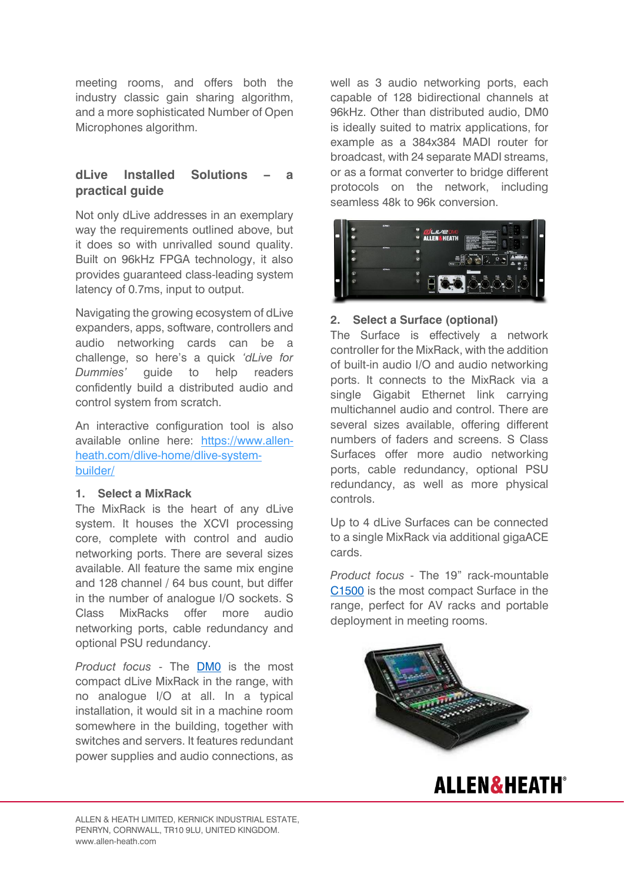meeting rooms, and offers both the industry classic gain sharing algorithm, and a more sophisticated Number of Open Microphones algorithm.

## dLive Installed Solutions – a practical guide

Not only dLive addresses in an exemplary way the requirements outlined above, but it does so with unrivalled sound quality. Built on 96kHz FPGA technology, it also provides guaranteed class-leading system latency of 0.7ms, input to output.

Navigating the growing ecosystem of dLive expanders, apps, software, controllers and audio networking cards can be a challenge, so here's a quick *'dLive for Dummies'* guide to help readers confidently build a distributed audio and control system from scratch.

An interactive configuration tool is also available online here: [https://www.allen-heath.com/dlive-home/dlive-system-builder/](https://www.allen-heath.com/dlive-home/dlive-system-builder/)

### 1. Select a MixRack

The MixRack is the heart of any dLive system. It houses the XCVI processing core, complete with control and audio networking ports. There are several sizes available. All feature the same mix engine and 128 channel / 64 bus count, but differ in the number of analogue I/O sockets. S Class MixRacks offer more audio networking ports, cable redundancy and optional PSU redundancy.

*Product focus* - The [DM0](DM0) is the most compact dLive MixRack in the range, with no analogue I/O at all. In a typical installation, it would sit in a machine room somewhere in the building, together with switches and servers. It features redundant power supplies and audio connections, as well as 3 audio networking ports, each capable of 128 bidirectional channels at 96kHz. Other than distributed audio, DM0 is ideally suited to matrix applications, for example as a 384x384 MADI router for broadcast, with 24 separate MADI streams, or as a format converter to bridge different protocols on the network, including seamless 48k to 96k conversion.

### 2. Select a Surface (optional)

The Surface is effectively a network controller for the MixRack, with the addition of built-in audio I/O and audio networking ports. It connects to the MixRack via a single Gigabit Ethernet link carrying multichannel audio and control. There are several sizes available, offering different numbers of faders and screens. S Class Surfaces offer more audio networking ports, cable redundancy, optional PSU redundancy, as well as more physical controls.

Up to 4 dLive Surfaces can be connected to a single MixRack via additional gigaACE cards.

*Product focus* - The 19" rack-mountable [C1500](C1500) is the most compact Surface in the range, perfect for AV racks and portable deployment in meeting rooms.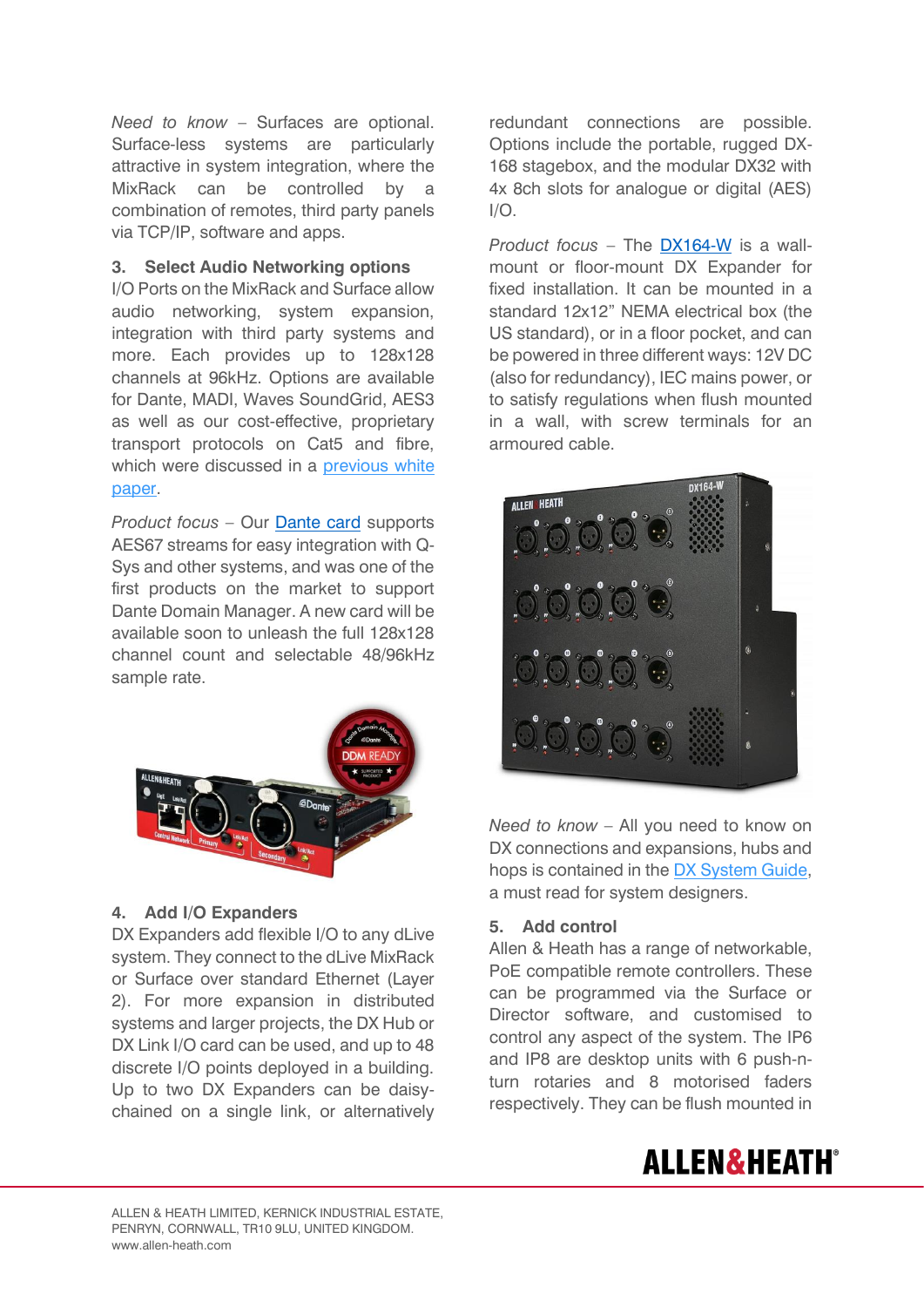*Need to know* – Surfaces are optional. Surface-less systems are particularly attractive in system integration, where the MixRack can be controlled by a combination of remotes, third party panels via TCP/IP, software and apps.

### 3. Select Audio Networking options

I/O Ports on the MixRack and Surface allow audio networking, system expansion, integration with third party systems and more. Each provides up to 128x128 channels at 96kHz. Options are available for Dante, MADI, Waves SoundGrid, AES3 as well as our cost-effective, proprietary transport protocols on Cat5 and fibre, which were discussed in a [previous white paper]().

*Product focus* – Our [Dante card]() supports AES67 streams for easy integration with Q-Sys and other systems, and was one of the first products on the market to support Dante Domain Manager. A new card will be available soon to unleash the full 128x128 channel count and selectable 48/96kHz sample rate.

### 4. Add I/O Expanders

DX Expanders add flexible I/O to any dLive system. They connect to the dLive MixRack or Surface over standard Ethernet (Layer 2). For more expansion in distributed systems and larger projects, the DX Hub or DX Link I/O card can be used, and up to 48 discrete I/O points deployed in a building. Up to two DX Expanders can be daisy-chained on a single link, or alternatively redundant connections are possible. Options include the portable, rugged DX-168 stagebox, and the modular DX32 with 4x 8ch slots for analogue or digital (AES) I/O.

*Product focus* – The [DX164-W]() is a wall-mount or floor-mount DX Expander for fixed installation. It can be mounted in a standard 12x12" NEMA electrical box (the US standard), or in a floor pocket, and can be powered in three different ways: 12V DC (also for redundancy), IEC mains power, or to satisfy regulations when flush mounted in a wall, with screw terminals for an armoured cable.

*Need to know* – All you need to know on DX connections and expansions, hubs and hops is contained in the [DX System Guide](), a must read for system designers.

### 5. Add control

Allen & Heath has a range of networkable, PoE compatible remote controllers. These can be programmed via the Surface or Director software, and customised to control any aspect of the system. The IP6 and IP8 are desktop units with 6 push-n-turn rotaries and 8 motorised faders respectively. They can be flush mounted in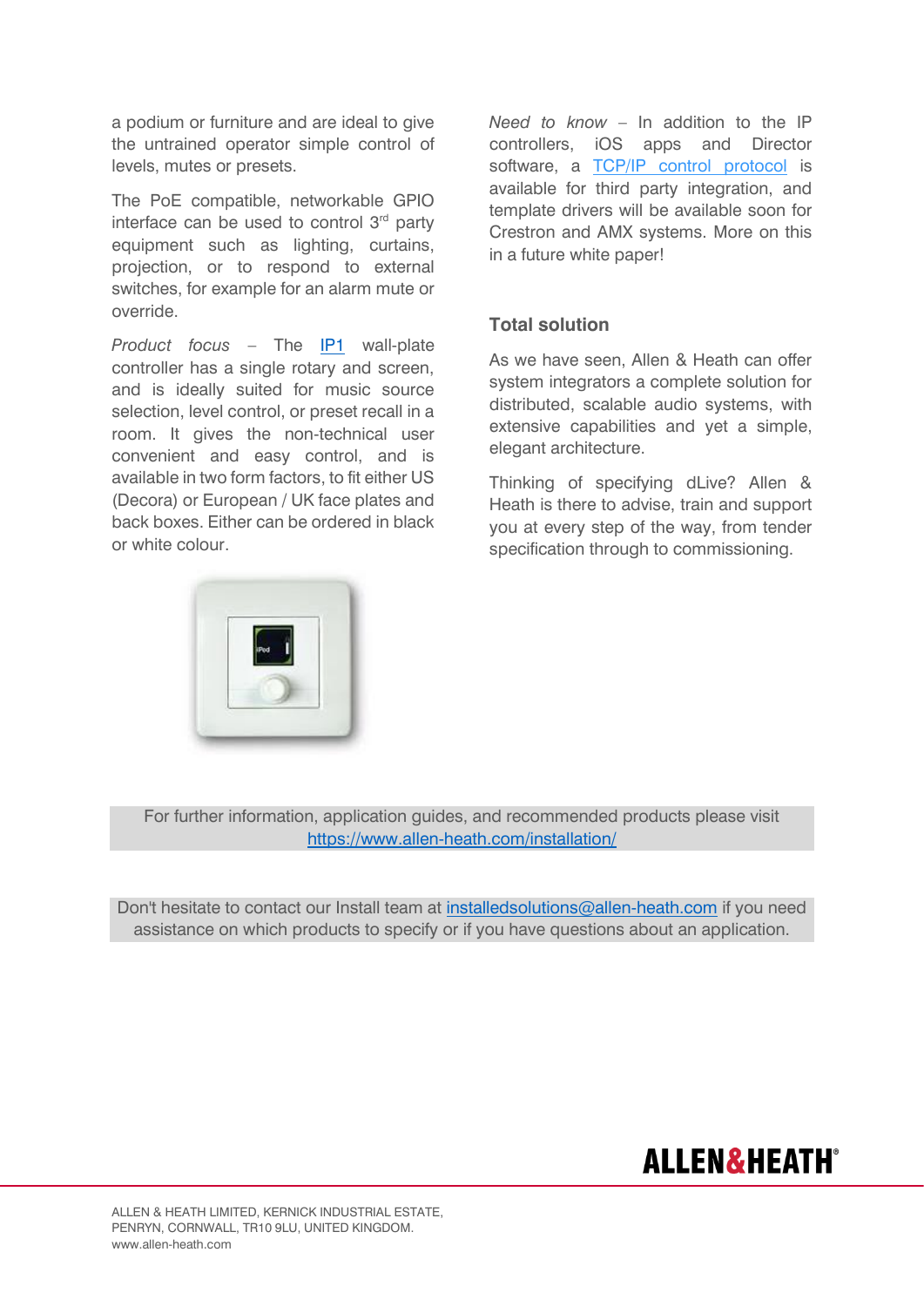a podium or furniture and are ideal to give the untrained operator simple control of levels, mutes or presets.

The PoE compatible, networkable GPIO interface can be used to control 3rd party equipment such as lighting, curtains, projection, or to respond to external switches, for example for an alarm mute or override.

*Product focus* – The IP1 wall-plate controller has a single rotary and screen, and is ideally suited for music source selection, level control, or preset recall in a room. It gives the non-technical user convenient and easy control, and is available in two form factors, to fit either US (Decora) or European / UK face plates and back boxes. Either can be ordered in black or white colour.

*Need to know* – In addition to the IP controllers, iOS apps and Director software, a TCP/IP control protocol is available for third party integration, and template drivers will be available soon for Crestron and AMX systems. More on this in a future white paper!

### Total solution

As we have seen, Allen & Heath can offer system integrators a complete solution for distributed, scalable audio systems, with extensive capabilities and yet a simple, elegant architecture.

Thinking of specifying dLive? Allen & Heath is there to advise, train and support you at every step of the way, from tender specification through to commissioning.

For further information, application guides, and recommended products please visit https://www.allen-heath.com/installation/

Don't hesitate to contact our Install team at installedsolutions@allen-heath.com if you need assistance on which products to specify or if you have questions about an application.

ALLEN & HEATH LIMITED, KERNICK INDUSTRIAL ESTATE, PENRYN, CORNWALL, TR10 9LU, UNITED KINGDOM.
www.allen-heath.com